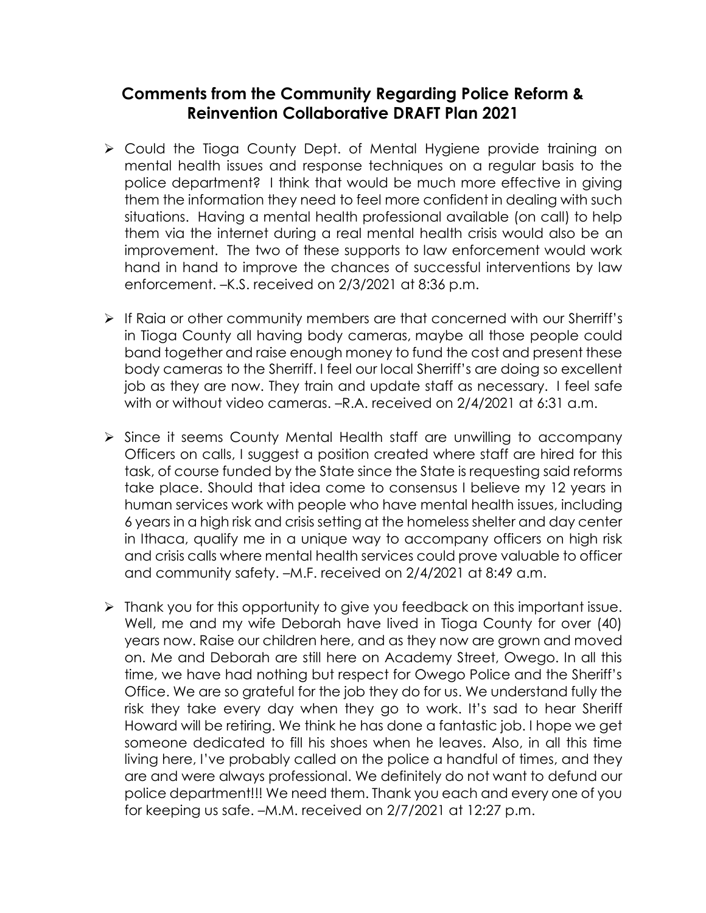## Comments from the Community Regarding Police Reform & Reinvention Collaborative DRAFT Plan 2021

- Could the Tioga County Dept. of Mental Hygiene provide training on mental health issues and response techniques on a regular basis to the police department? I think that would be much more effective in giving them the information they need to feel more confident in dealing with such situations. Having a mental health professional available (on call) to help them via the internet during a real mental health crisis would also be an improvement. The two of these supports to law enforcement would work hand in hand to improve the chances of successful interventions by law enforcement. –K.S. received on 2/3/2021 at 8:36 p.m.

- If Raia or other community members are that concerned with our Sherriff's in Tioga County all having body cameras, maybe all those people could band together and raise enough money to fund the cost and present these body cameras to the Sherriff. I feel our local Sherriff's are doing so excellent job as they are now. They train and update staff as necessary. I feel safe with or without video cameras. –R.A. received on 2/4/2021 at 6:31 a.m.

- Since it seems County Mental Health staff are unwilling to accompany Officers on calls, I suggest a position created where staff are hired for this task, of course funded by the State since the State is requesting said reforms take place. Should that idea come to consensus I believe my 12 years in human services work with people who have mental health issues, including 6 years in a high risk and crisis setting at the homeless shelter and day center in Ithaca, qualify me in a unique way to accompany officers on high risk and crisis calls where mental health services could prove valuable to officer and community safety. –M.F. received on 2/4/2021 at 8:49 a.m.

- Thank you for this opportunity to give you feedback on this important issue. Well, me and my wife Deborah have lived in Tioga County for over (40) years now. Raise our children here, and as they now are grown and moved on. Me and Deborah are still here on Academy Street, Owego. In all this time, we have had nothing but respect for Owego Police and the Sheriff's Office. We are so grateful for the job they do for us. We understand fully the risk they take every day when they go to work. It's sad to hear Sheriff Howard will be retiring. We think he has done a fantastic job. I hope we get someone dedicated to fill his shoes when he leaves. Also, in all this time living here, I've probably called on the police a handful of times, and they are and were always professional. We definitely do not want to defund our police department!!! We need them. Thank you each and every one of you for keeping us safe. –M.M. received on 2/7/2021 at 12:27 p.m.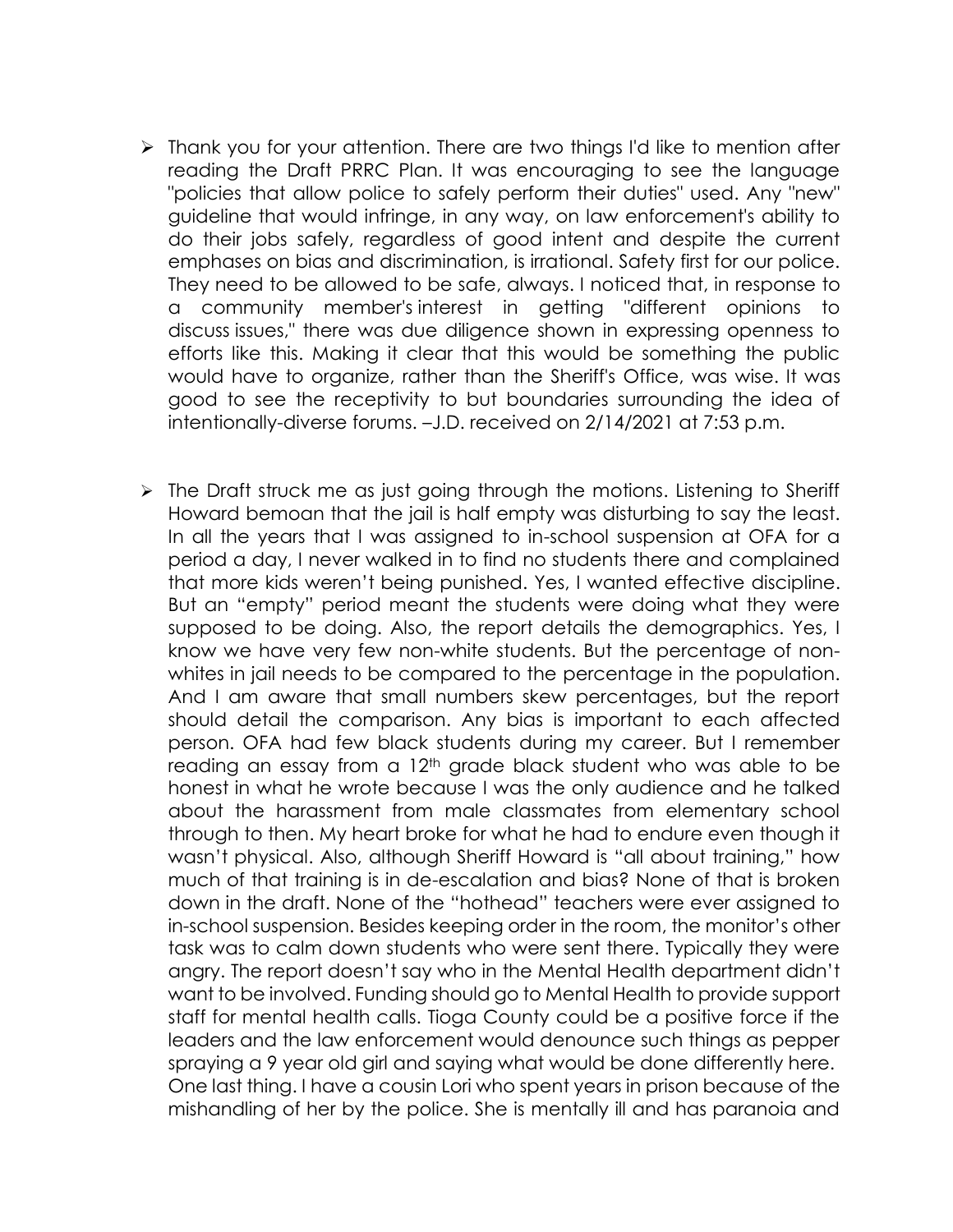- Thank you for your attention. There are two things I'd like to mention after reading the Draft PRRC Plan. It was encouraging to see the language "policies that allow police to safely perform their duties" used. Any "new" guideline that would infringe, in any way, on law enforcement's ability to do their jobs safely, regardless of good intent and despite the current emphases on bias and discrimination, is irrational. Safety first for our police. They need to be allowed to be safe, always. I noticed that, in response to a community member's interest in getting "different opinions to discuss issues," there was due diligence shown in expressing openness to efforts like this. Making it clear that this would be something the public would have to organize, rather than the Sheriff's Office, was wise. It was good to see the receptivity to but boundaries surrounding the idea of intentionally-diverse forums. –J.D. received on 2/14/2021 at 7:53 p.m.

- The Draft struck me as just going through the motions. Listening to Sheriff Howard bemoan that the jail is half empty was disturbing to say the least. In all the years that I was assigned to in-school suspension at OFA for a period a day, I never walked in to find no students there and complained that more kids weren't being punished. Yes, I wanted effective discipline. But an "empty" period meant the students were doing what they were supposed to be doing. Also, the report details the demographics. Yes, I know we have very few non-white students. But the percentage of non-whites in jail needs to be compared to the percentage in the population. And I am aware that small numbers skew percentages, but the report should detail the comparison. Any bias is important to each affected person. OFA had few black students during my career. But I remember reading an essay from a 12th grade black student who was able to be honest in what he wrote because I was the only audience and he talked about the harassment from male classmates from elementary school through to then. My heart broke for what he had to endure even though it wasn't physical. Also, although Sheriff Howard is "all about training," how much of that training is in de-escalation and bias? None of that is broken down in the draft. None of the "hothead" teachers were ever assigned to in-school suspension. Besides keeping order in the room, the monitor's other task was to calm down students who were sent there. Typically they were angry. The report doesn't say who in the Mental Health department didn't want to be involved. Funding should go to Mental Health to provide support staff for mental health calls. Tioga County could be a positive force if the leaders and the law enforcement would denounce such things as pepper spraying a 9 year old girl and saying what would be done differently here. One last thing. I have a cousin Lori who spent years in prison because of the mishandling of her by the police. She is mentally ill and has paranoia and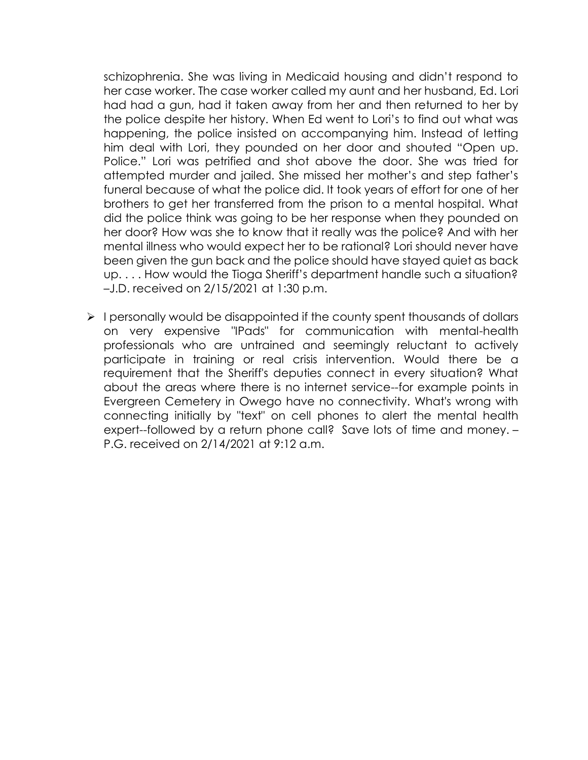schizophrenia. She was living in Medicaid housing and didn't respond to her case worker. The case worker called my aunt and her husband, Ed. Lori had had a gun, had it taken away from her and then returned to her by the police despite her history. When Ed went to Lori's to find out what was happening, the police insisted on accompanying him. Instead of letting him deal with Lori, they pounded on her door and shouted "Open up. Police." Lori was petrified and shot above the door. She was tried for attempted murder and jailed. She missed her mother's and step father's funeral because of what the police did. It took years of effort for one of her brothers to get her transferred from the prison to a mental hospital. What did the police think was going to be her response when they pounded on her door? How was she to know that it really was the police? And with her mental illness who would expect her to be rational? Lori should never have been given the gun back and the police should have stayed quiet as back up. . . . How would the Tioga Sheriff's department handle such a situation? –J.D. received on 2/15/2021 at 1:30 p.m.

- I personally would be disappointed if the county spent thousands of dollars on very expensive "IPads" for communication with mental-health professionals who are untrained and seemingly reluctant to actively participate in training or real crisis intervention. Would there be a requirement that the Sheriff's deputies connect in every situation? What about the areas where there is no internet service--for example points in Evergreen Cemetery in Owego have no connectivity. What's wrong with connecting initially by "text" on cell phones to alert the mental health expert--followed by a return phone call? Save lots of time and money. – P.G. received on 2/14/2021 at 9:12 a.m.